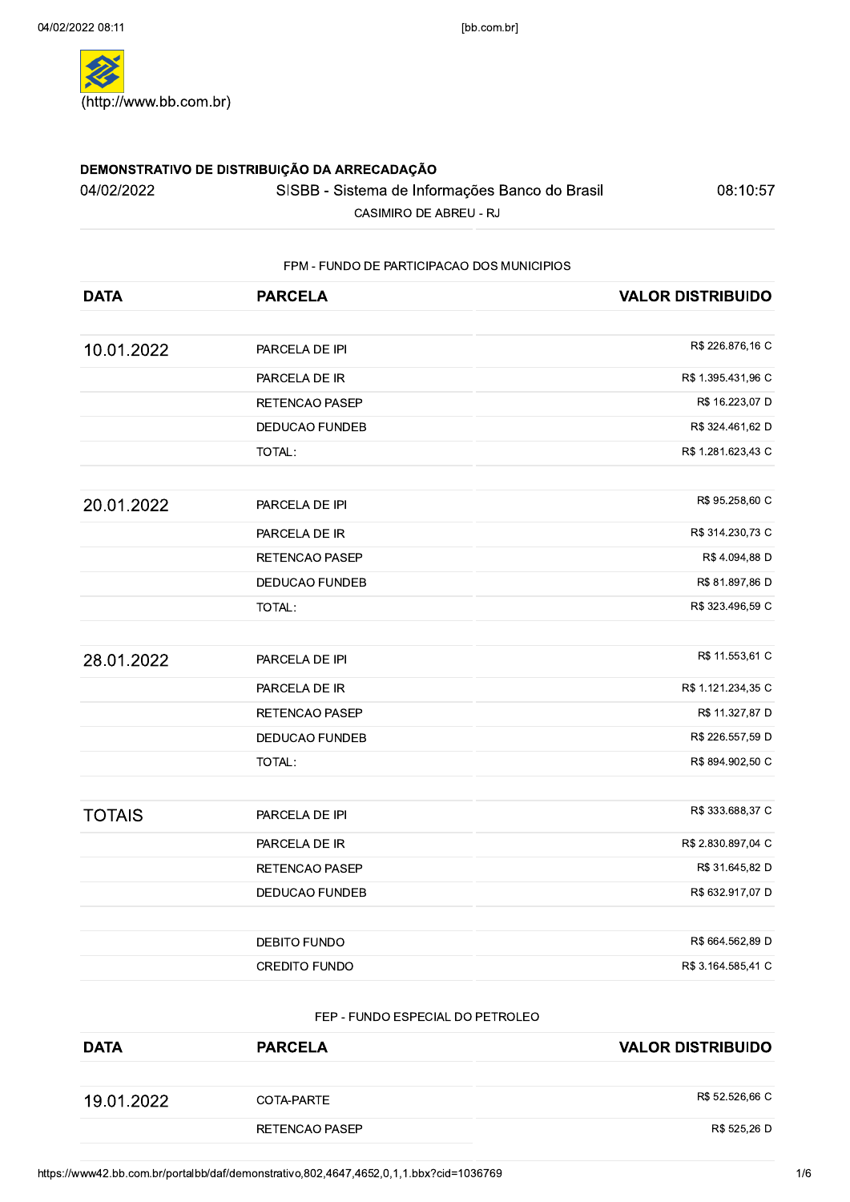(http://www.bb.com.br)

**DEMONSTRATIVO DE DISTRIBUIÇÃO DA ARRECADAÇÃO**

04/02/2022 | SISBB - Sistema de Informações Banco do Brasil | 08:10:57

CASIMIRO DE ABREU - RJ

FPM - FUNDO DE PARTICIPACAO DOS MUNICIPIOS

| DATA | PARCELA | VALOR DISTRIBUIDO |
|---|---|---|
| 10.01.2022 | PARCELA DE IPI | R$ 226.876,16 C |
| | PARCELA DE IR | R$ 1.395.431,96 C |
| | RETENCAO PASEP | R$ 16.223,07 D |
| | DEDUCAO FUNDEB | R$ 324.461,62 D |
| | TOTAL: | R$ 1.281.623,43 C |
| 20.01.2022 | PARCELA DE IPI | R$ 95.258,60 C |
| | PARCELA DE IR | R$ 314.230,73 C |
| | RETENCAO PASEP | R$ 4.094,88 D |
| | DEDUCAO FUNDEB | R$ 81.897,86 D |
| | TOTAL: | R$ 323.496,59 C |
| 28.01.2022 | PARCELA DE IPI | R$ 11.553,61 C |
| | PARCELA DE IR | R$ 1.121.234,35 C |
| | RETENCAO PASEP | R$ 11.327,87 D |
| | DEDUCAO FUNDEB | R$ 226.557,59 D |
| | TOTAL: | R$ 894.902,50 C |
| TOTAIS | PARCELA DE IPI | R$ 333.688,37 C |
| | PARCELA DE IR | R$ 2.830.897,04 C |
| | RETENCAO PASEP | R$ 31.645,82 D |
| | DEDUCAO FUNDEB | R$ 632.917,07 D |
| | | |
| | DEBITO FUNDO | R$ 664.562,89 D |
| | CREDITO FUNDO | R$ 3.164.585,41 C |

FEP - FUNDO ESPECIAL DO PETROLEO

| DATA | PARCELA | VALOR DISTRIBUIDO |
|---|---|---|
| 19.01.2022 | COTA-PARTE | R$ 52.526,66 C |
| | RETENCAO PASEP | R$ 525,26 D |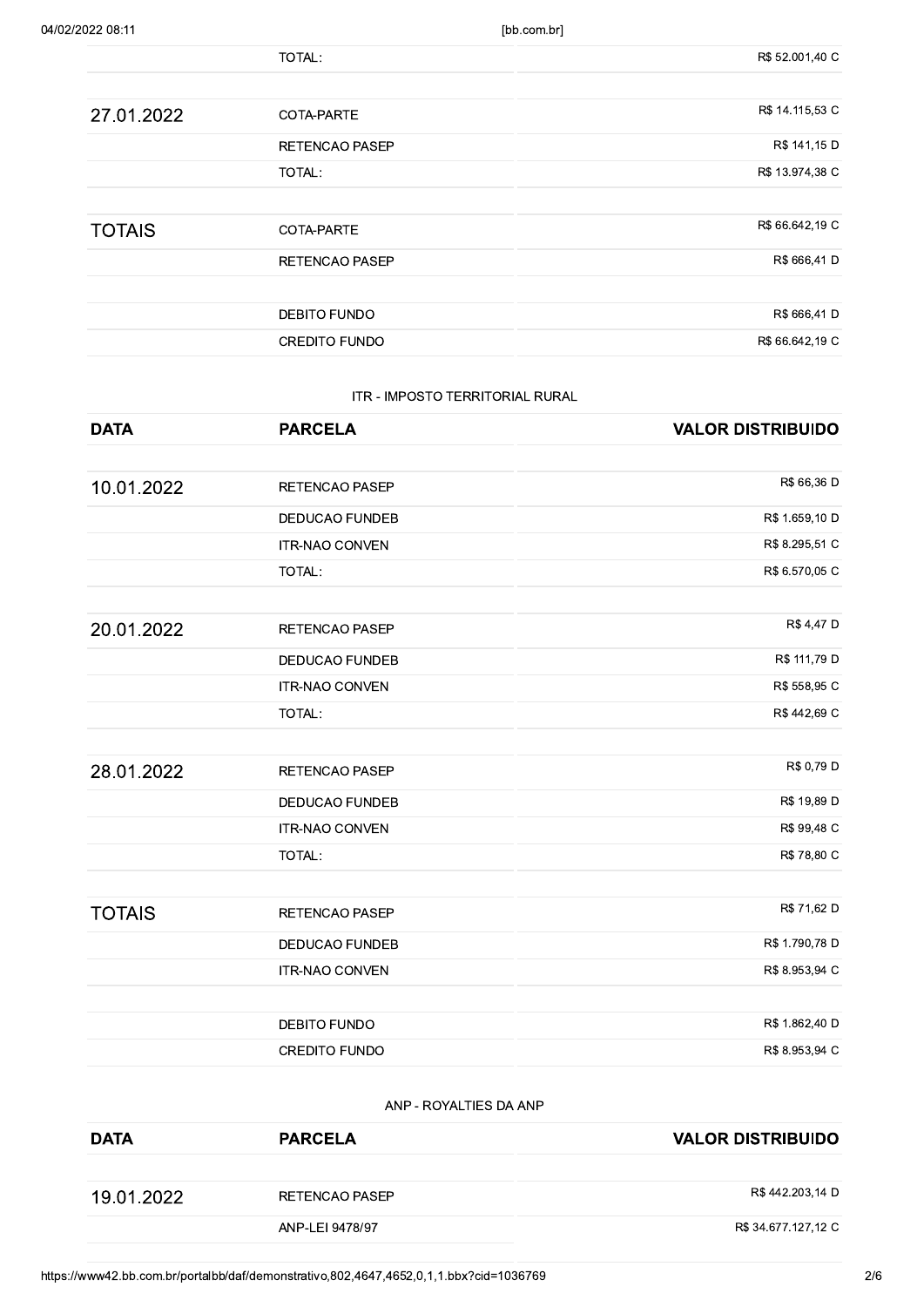| | TOTAL: | R$ 52.001,40 C |
|---|---|---|
| 27.01.2022 | COTA-PARTE | R$ 14.115,53 C |
| | RETENCAO PASEP | R$ 141,15 D |
| | TOTAL: | R$ 13.974,38 C |
| TOTAIS | COTA-PARTE | R$ 66.642,19 C |
| | RETENCAO PASEP | R$ 666,41 D |
| | DEBITO FUNDO | R$ 666,41 D |
| | CREDITO FUNDO | R$ 66.642,19 C |

ITR - IMPOSTO TERRITORIAL RURAL

| DATA | PARCELA | VALOR DISTRIBUIDO |
|---|---|---|
| 10.01.2022 | RETENCAO PASEP | R$ 66,36 D |
| | DEDUCAO FUNDEB | R$ 1.659,10 D |
| | ITR-NAO CONVEN | R$ 8.295,51 C |
| | TOTAL: | R$ 6.570,05 C |
| 20.01.2022 | RETENCAO PASEP | R$ 4,47 D |
| | DEDUCAO FUNDEB | R$ 111,79 D |
| | ITR-NAO CONVEN | R$ 558,95 C |
| | TOTAL: | R$ 442,69 C |
| 28.01.2022 | RETENCAO PASEP | R$ 0,79 D |
| | DEDUCAO FUNDEB | R$ 19,89 D |
| | ITR-NAO CONVEN | R$ 99,48 C |
| | TOTAL: | R$ 78,80 C |
| TOTAIS | RETENCAO PASEP | R$ 71,62 D |
| | DEDUCAO FUNDEB | R$ 1.790,78 D |
| | ITR-NAO CONVEN | R$ 8.953,94 C |
| | DEBITO FUNDO | R$ 1.862,40 D |
| | CREDITO FUNDO | R$ 8.953,94 C |

ANP - ROYALTIES DA ANP

| DATA | PARCELA | VALOR DISTRIBUIDO |
|---|---|---|
| 19.01.2022 | RETENCAO PASEP | R$ 442.203,14 D |
| | ANP-LEI 9478/97 | R$ 34.677.127,12 C |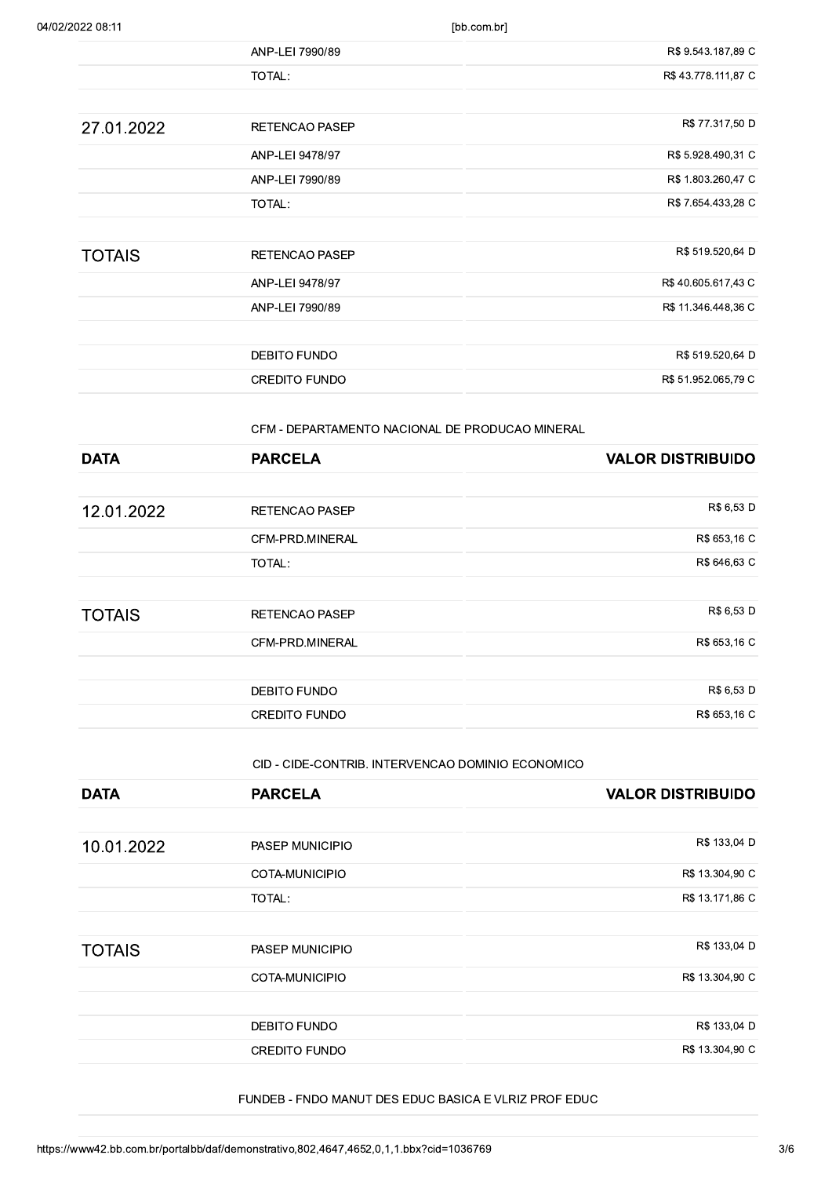| | | |
|---|---|---|
| | ANP-LEI 7990/89 | R$ 9.543.187,89 C |
| | TOTAL: | R$ 43.778.111,87 C |
| 27.01.2022 | RETENCAO PASEP | R$ 77.317,50 D |
| | ANP-LEI 9478/97 | R$ 5.928.490,31 C |
| | ANP-LEI 7990/89 | R$ 1.803.260,47 C |
| | TOTAL: | R$ 7.654.433,28 C |
| TOTAIS | RETENCAO PASEP | R$ 519.520,64 D |
| | ANP-LEI 9478/97 | R$ 40.605.617,43 C |
| | ANP-LEI 7990/89 | R$ 11.346.448,36 C |
| | DEBITO FUNDO | R$ 519.520,64 D |
| | CREDITO FUNDO | R$ 51.952.065,79 C |

CFM - DEPARTAMENTO NACIONAL DE PRODUCAO MINERAL

| DATA | PARCELA | VALOR DISTRIBUIDO |
|---|---|---|
| 12.01.2022 | RETENCAO PASEP | R$ 6,53 D |
| | CFM-PRD.MINERAL | R$ 653,16 C |
| | TOTAL: | R$ 646,63 C |
| TOTAIS | RETENCAO PASEP | R$ 6,53 D |
| | CFM-PRD.MINERAL | R$ 653,16 C |
| | DEBITO FUNDO | R$ 6,53 D |
| | CREDITO FUNDO | R$ 653,16 C |

CID - CIDE-CONTRIB. INTERVENCAO DOMINIO ECONOMICO

| DATA | PARCELA | VALOR DISTRIBUIDO |
|---|---|---|
| 10.01.2022 | PASEP MUNICIPIO | R$ 133,04 D |
| | COTA-MUNICIPIO | R$ 13.304,90 C |
| | TOTAL: | R$ 13.171,86 C |
| TOTAIS | PASEP MUNICIPIO | R$ 133,04 D |
| | COTA-MUNICIPIO | R$ 13.304,90 C |
| | DEBITO FUNDO | R$ 133,04 D |
| | CREDITO FUNDO | R$ 13.304,90 C |

FUNDEB - FNDO MANUT DES EDUC BASICA E VLRIZ PROF EDUC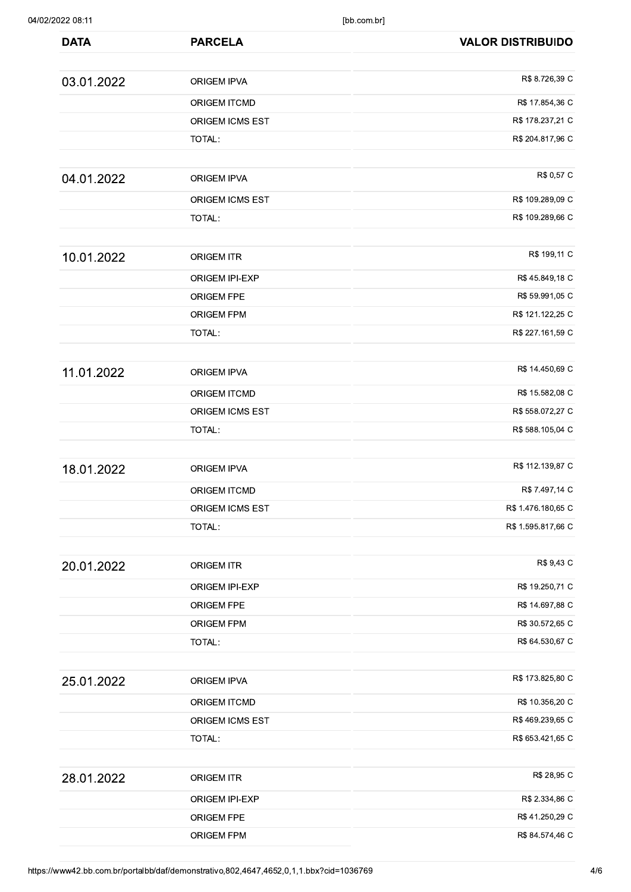| DATA | PARCELA | VALOR DISTRIBUIDO |
|---|---|---|
| 03.01.2022 | ORIGEM IPVA | R$ 8.726,39 C |
| | ORIGEM ITCMD | R$ 17.854,36 C |
| | ORIGEM ICMS EST | R$ 178.237,21 C |
| | TOTAL: | R$ 204.817,96 C |
| 04.01.2022 | ORIGEM IPVA | R$ 0,57 C |
| | ORIGEM ICMS EST | R$ 109.289,09 C |
| | TOTAL: | R$ 109.289,66 C |
| 10.01.2022 | ORIGEM ITR | R$ 199,11 C |
| | ORIGEM IPI-EXP | R$ 45.849,18 C |
| | ORIGEM FPE | R$ 59.991,05 C |
| | ORIGEM FPM | R$ 121.122,25 C |
| | TOTAL: | R$ 227.161,59 C |
| 11.01.2022 | ORIGEM IPVA | R$ 14.450,69 C |
| | ORIGEM ITCMD | R$ 15.582,08 C |
| | ORIGEM ICMS EST | R$ 558.072,27 C |
| | TOTAL: | R$ 588.105,04 C |
| 18.01.2022 | ORIGEM IPVA | R$ 112.139,87 C |
| | ORIGEM ITCMD | R$ 7.497,14 C |
| | ORIGEM ICMS EST | R$ 1.476.180,65 C |
| | TOTAL: | R$ 1.595.817,66 C |
| 20.01.2022 | ORIGEM ITR | R$ 9,43 C |
| | ORIGEM IPI-EXP | R$ 19.250,71 C |
| | ORIGEM FPE | R$ 14.697,88 C |
| | ORIGEM FPM | R$ 30.572,65 C |
| | TOTAL: | R$ 64.530,67 C |
| 25.01.2022 | ORIGEM IPVA | R$ 173.825,80 C |
| | ORIGEM ITCMD | R$ 10.356,20 C |
| | ORIGEM ICMS EST | R$ 469.239,65 C |
| | TOTAL: | R$ 653.421,65 C |
| 28.01.2022 | ORIGEM ITR | R$ 28,95 C |
| | ORIGEM IPI-EXP | R$ 2.334,86 C |
| | ORIGEM FPE | R$ 41.250,29 C |
| | ORIGEM FPM | R$ 84.574,46 C |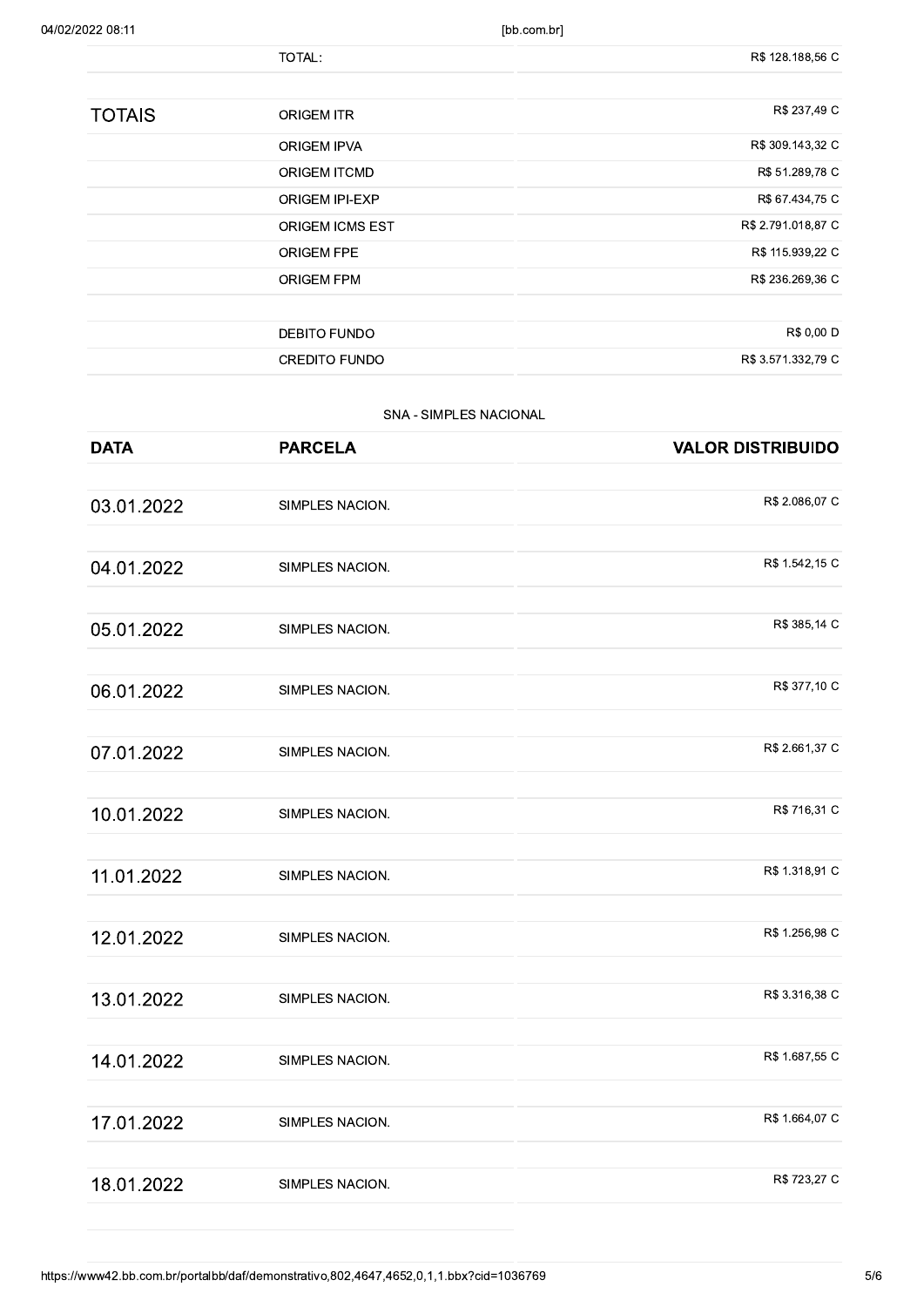| | TOTAL: | R$ 128.188,56 C |
|---|---|---|
| | | |
| TOTAIS | ORIGEM ITR | R$ 237,49 C |
| | ORIGEM IPVA | R$ 309.143,32 C |
| | ORIGEM ITCMD | R$ 51.289,78 C |
| | ORIGEM IPI-EXP | R$ 67.434,75 C |
| | ORIGEM ICMS EST | R$ 2.791.018,87 C |
| | ORIGEM FPE | R$ 115.939,22 C |
| | ORIGEM FPM | R$ 236.269,36 C |
| | | |
| | DEBITO FUNDO | R$ 0,00 D |
| | CREDITO FUNDO | R$ 3.571.332,79 C |

SNA - SIMPLES NACIONAL

| DATA | PARCELA | VALOR DISTRIBUIDO |
|---|---|---|
| 03.01.2022 | SIMPLES NACION. | R$ 2.086,07 C |
| 04.01.2022 | SIMPLES NACION. | R$ 1.542,15 C |
| 05.01.2022 | SIMPLES NACION. | R$ 385,14 C |
| 06.01.2022 | SIMPLES NACION. | R$ 377,10 C |
| 07.01.2022 | SIMPLES NACION. | R$ 2.661,37 C |
| 10.01.2022 | SIMPLES NACION. | R$ 716,31 C |
| 11.01.2022 | SIMPLES NACION. | R$ 1.318,91 C |
| 12.01.2022 | SIMPLES NACION. | R$ 1.256,98 C |
| 13.01.2022 | SIMPLES NACION. | R$ 3.316,38 C |
| 14.01.2022 | SIMPLES NACION. | R$ 1.687,55 C |
| 17.01.2022 | SIMPLES NACION. | R$ 1.664,07 C |
| 18.01.2022 | SIMPLES NACION. | R$ 723,27 C |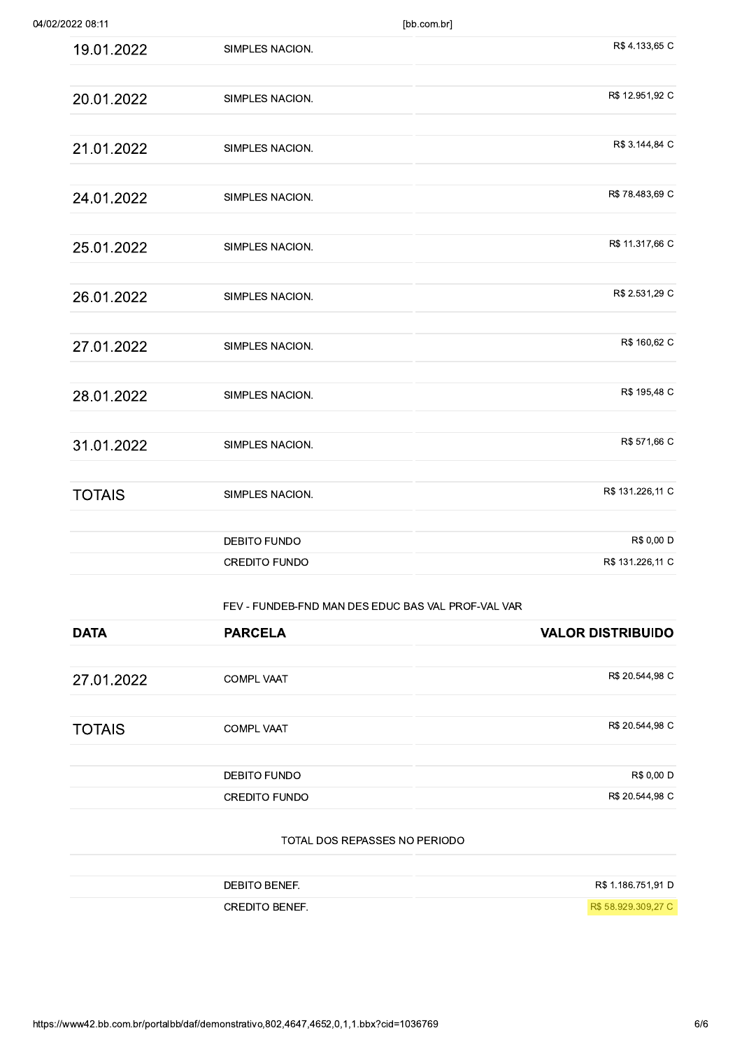| | | |
|---|---|---|
| 19.01.2022 | SIMPLES NACION. | R$ 4.133,65 C |
| 20.01.2022 | SIMPLES NACION. | R$ 12.951,92 C |
| 21.01.2022 | SIMPLES NACION. | R$ 3.144,84 C |
| 24.01.2022 | SIMPLES NACION. | R$ 78.483,69 C |
| 25.01.2022 | SIMPLES NACION. | R$ 11.317,66 C |
| 26.01.2022 | SIMPLES NACION. | R$ 2.531,29 C |
| 27.01.2022 | SIMPLES NACION. | R$ 160,62 C |
| 28.01.2022 | SIMPLES NACION. | R$ 195,48 C |
| 31.01.2022 | SIMPLES NACION. | R$ 571,66 C |
| TOTAIS | SIMPLES NACION. | R$ 131.226,11 C |
| | DEBITO FUNDO | R$ 0,00 D |
| | CREDITO FUNDO | R$ 131.226,11 C |

FEV - FUNDEB-FND MAN DES EDUC BAS VAL PROF-VAL VAR

| DATA | PARCELA | VALOR DISTRIBUIDO |
|---|---|---|
| 27.01.2022 | COMPL VAAT | R$ 20.544,98 C |
| TOTAIS | COMPL VAAT | R$ 20.544,98 C |
| | DEBITO FUNDO | R$ 0,00 D |
| | CREDITO FUNDO | R$ 20.544,98 C |

TOTAL DOS REPASSES NO PERIODO

| | | |
|---|---|---|
| | DEBITO BENEF. | R$ 1.186.751,91 D |
| | CREDITO BENEF. | R$ 58.929.309,27 C |